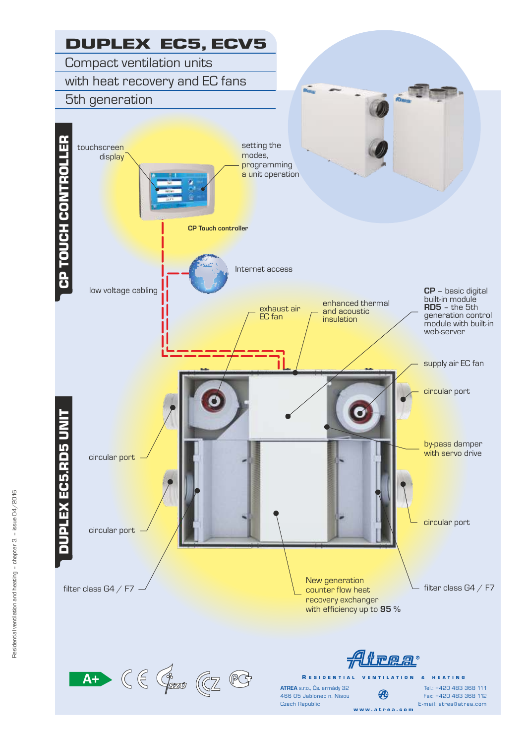# DUPLEX EC5, ECV5

Compact ventilation units
with heat recovery and EC fans
5th generation

## CP TOUCH CONTROLLER

touchscreen display

setting the modes, programming a unit operation

CP Touch controller

Internet access

low voltage cabling

## DUPLEX EC5.RD5 UNIT

exhaust air EC fan

enhanced thermal and acoustic insulation

**CP** – basic digital built-in module
**RD5** – the 5th generation control module with built-in web-server

supply air EC fan

circular port

by-pass damper with servo drive

circular port

circular port

circular port

filter class G4 / F7

New generation counter flow heat recovery exchanger with efficiency up to **95** %

filter class G4 / F7

A+

Atrea®

RESIDENTIAL VENTILATION & HEATING

**ATREA** s.r.o., Čs. armády 32
466 05 Jablonec n. Nisou
Czech Republic

Tel.: +420 483 368 111
Fax: +420 483 368 112
E-mail: atrea@atrea.com

www.atrea.com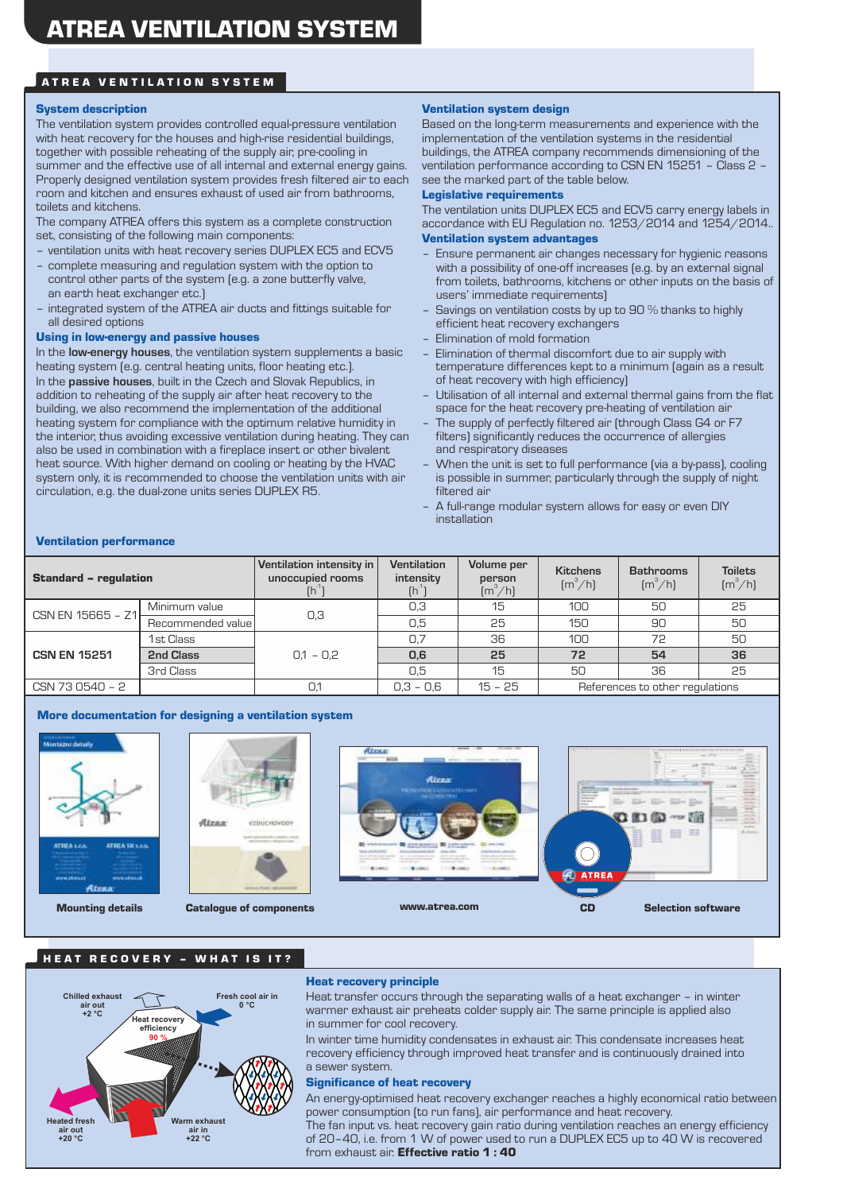# ATREA VENTILATION SYSTEM

## ATREA VENTILATION SYSTEM

### System description

The ventilation system provides controlled equal-pressure ventilation with heat recovery for the houses and high-rise residential buildings, together with possible reheating of the supply air, pre-cooling in summer and the effective use of all internal and external energy gains. Properly designed ventilation system provides fresh filtered air to each room and kitchen and ensures exhaust of used air from bathrooms, toilets and kitchens.

The company ATREA offers this system as a complete construction set, consisting of the following main components:

- ventilation units with heat recovery series DUPLEX EC5 and ECV5
- complete measuring and regulation system with the option to control other parts of the system (e.g. a zone butterfly valve, an earth heat exchanger etc.)
- integrated system of the ATREA air ducts and fittings suitable for all desired options

### Using in low-energy and passive houses

In the **low-energy houses**, the ventilation system supplements a basic heating system (e.g. central heating units, floor heating etc.).

In the **passive houses**, built in the Czech and Slovak Republics, in addition to reheating of the supply air after heat recovery to the building, we also recommend the implementation of the additional heating system for compliance with the optimum relative humidity in the interior, thus avoiding excessive ventilation during heating. They can also be used in combination with a fireplace insert or other bivalent heat source. With higher demand on cooling or heating by the HVAC system only, it is recommended to choose the ventilation units with air circulation, e.g. the dual-zone units series DUPLEX R5.

### Ventilation system design

Based on the long-term measurements and experience with the implementation of the ventilation systems in the residential buildings, the ATREA company recommends dimensioning of the ventilation performance according to CSN EN 15251 – Class 2 – see the marked part of the table below.

### Legislative requirements

The ventilation units DUPLEX EC5 and ECV5 carry energy labels in accordance with EU Regulation no. 1253/2014 and 1254/2014..

### Ventilation system advantages

- Ensure permanent air changes necessary for hygienic reasons with a possibility of one-off increases (e.g. by an external signal from toilets, bathrooms, kitchens or other inputs on the basis of users' immediate requirements)
- Savings on ventilation costs by up to 90 % thanks to highly efficient heat recovery exchangers
- Elimination of mold formation
- Elimination of thermal discomfort due to air supply with temperature differences kept to a minimum (again as a result of heat recovery with high efficiency)
- Utilisation of all internal and external thermal gains from the flat space for the heat recovery pre-heating of ventilation air
- The supply of perfectly filtered air (through Class G4 or F7 filters) significantly reduces the occurrence of allergies and respiratory diseases
- When the unit is set to full performance (via a by-pass), cooling is possible in summer, particularly through the supply of night filtered air
- A full-range modular system allows for easy or even DIY installation

### Ventilation performance

| Standard – regulation | | Ventilation intensity in unoccupied rooms $[h^{-1}]$ | Ventilation intensity $[h^{-1}]$ | Volume per person $[m^3/h]$ | Kitchens $[m^3/h]$ | Bathrooms $[m^3/h]$ | Toilets $[m^3/h]$ |
|---|---|---|---|---|---|---|---|
| CSN EN 15665 – Z1 | Minimum value | 0,3 | 0,3 | 15 | 100 | 50 | 25 |
| | Recommended value | | 0,5 | 25 | 150 | 90 | 50 |
| **CSN EN 15251** | 1st Class | 0,1 – 0,2 | 0,7 | 36 | 100 | 72 | 50 |
| | **2nd Class** | | **0,6** | **25** | **72** | **54** | **36** |
| | 3rd Class | | 0,5 | 15 | 50 | 36 | 25 |
| CSN 73 0540 – 2 | | 0,1 | 0,3 – 0,6 | 15 – 25 | References to other regulations | | |

### More documentation for designing a ventilation system

Mounting details

Catalogue of components

www.atrea.com

CD

Selection software

## HEAT RECOVERY – WHAT IS IT?

Chilled exhaust air out +2 °C

Fresh cool air in 0 °C

Heat recovery efficiency 90 %

Heated fresh air out +20 °C

Warm exhaust air in +22 °C

### Heat recovery principle

Heat transfer occurs through the separating walls of a heat exchanger – in winter warmer exhaust air preheats colder supply air. The same principle is applied also in summer for cool recovery.

In winter time humidity condensates in exhaust air. This condensate increases heat recovery efficiency through improved heat transfer and is continuously drained into a sewer system.

### Significance of heat recovery

An energy-optimised heat recovery exchanger reaches a highly economical ratio between power consumption (to run fans), air performance and heat recovery.

The fan input vs. heat recovery gain ratio during ventilation reaches an energy efficiency of 20–40, i.e. from 1 W of power used to run a DUPLEX EC5 up to 40 W is recovered from exhaust air. **Effective ratio 1 : 40**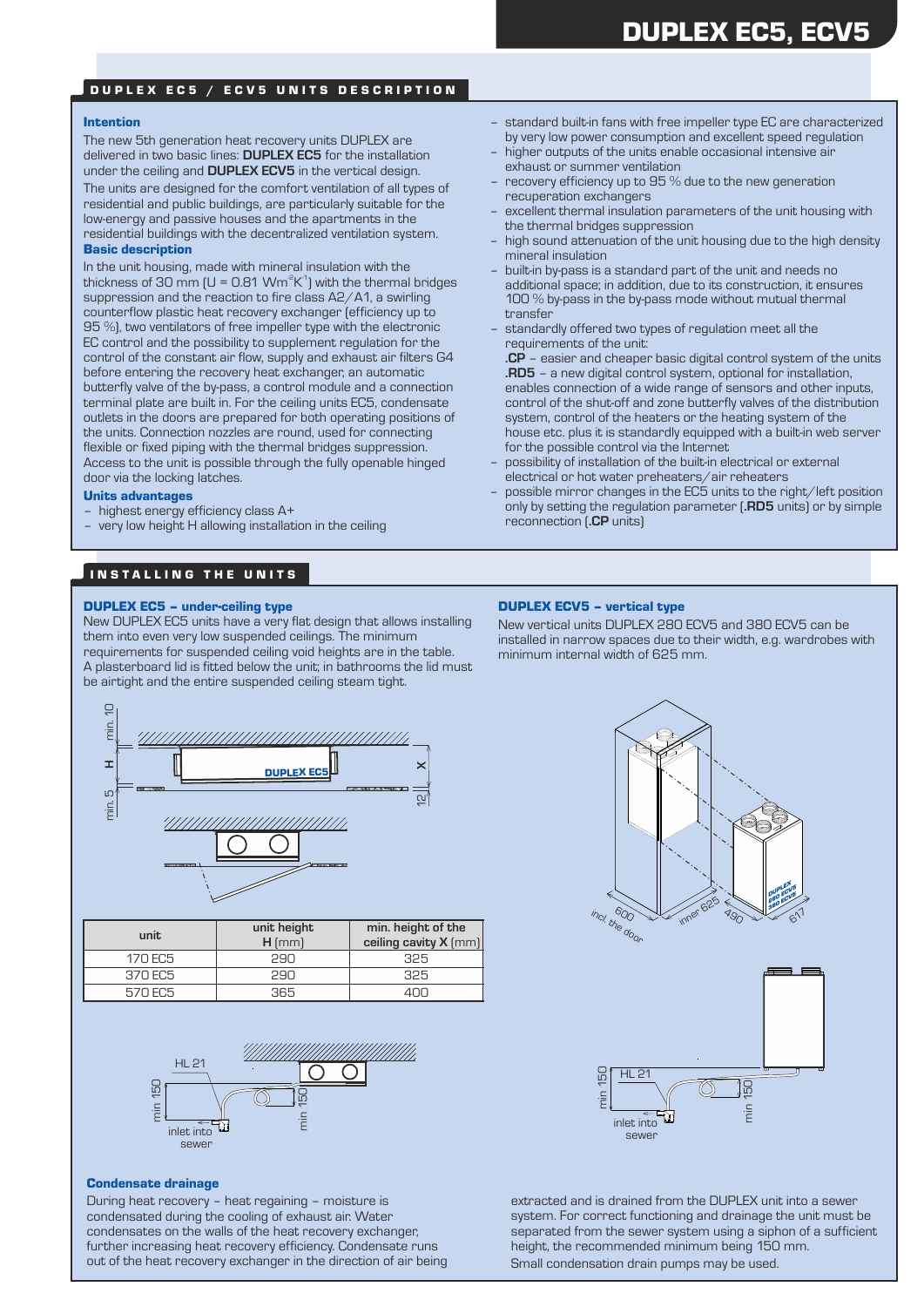# DUPLEX EC5, ECV5

## DUPLEX EC5 / ECV5 UNITS DESCRIPTION

### Intention

The new 5th generation heat recovery units DUPLEX are delivered in two basic lines: **DUPLEX EC5** for the installation under the ceiling and **DUPLEX ECV5** in the vertical design.

The units are designed for the comfort ventilation of all types of residential and public buildings, are particularly suitable for the low-energy and passive houses and the apartments in the residential buildings with the decentralized ventilation system.

### Basic description

In the unit housing, made with mineral insulation with the thickness of 30 mm (U = 0.81 $Wm^{-2}K^{-1}$) with the thermal bridges suppression and the reaction to fire class A2/A1, a swirling counterflow plastic heat recovery exchanger (efficiency up to 95 %), two ventilators of free impeller type with the electronic EC control and the possibility to supplement regulation for the control of the constant air flow, supply and exhaust air filters G4 before entering the recovery heat exchanger, an automatic butterfly valve of the by-pass, a control module and a connection terminal plate are built in. For the ceiling units EC5, condensate outlets in the doors are prepared for both operating positions of the units. Connection nozzles are round, used for connecting flexible or fixed piping with the thermal bridges suppression. Access to the unit is possible through the fully openable hinged door via the locking latches.

### Units advantages

- highest energy efficiency class A+
- very low height H allowing installation in the ceiling
- standard built-in fans with free impeller type EC are characterized by very low power consumption and excellent speed regulation
- higher outputs of the units enable occasional intensive air exhaust or summer ventilation
- recovery efficiency up to 95 % due to the new generation recuperation exchangers
- excellent thermal insulation parameters of the unit housing with the thermal bridges suppression
- high sound attenuation of the unit housing due to the high density mineral insulation
- built-in by-pass is a standard part of the unit and needs no additional space; in addition, due to its construction, it ensures 100 % by-pass in the by-pass mode without mutual thermal transfer
- standardly offered two types of regulation meet all the requirements of the unit:
  **.CP** – easier and cheaper basic digital control system of the units
  **.RD5** – a new digital control system, optional for installation, enables connection of a wide range of sensors and other inputs, control of the shut-off and zone butterfly valves of the distribution system, control of the heaters or the heating system of the house etc. plus it is standardly equipped with a built-in web server for the possible control via the Internet
- possibility of installation of the built-in electrical or external electrical or hot water preheaters/air reheaters
- possible mirror changes in the EC5 units to the right/left position only by setting the regulation parameter (**.RD5** units) or by simple reconnection (**.CP** units)

## INSTALLING THE UNITS

### DUPLEX EC5 – under-ceiling type

New DUPLEX EC5 units have a very flat design that allows installing them into even very low suspended ceilings. The minimum requirements for suspended ceiling void heights are in the table. A plasterboard lid is fitted below the unit; in bathrooms the lid must be airtight and the entire suspended ceiling steam tight.

| unit | unit height H (mm) | min. height of the ceiling cavity X (mm) |
|---|---|---|
| 170 EC5 | 290 | 325 |
| 370 EC5 | 290 | 325 |
| 570 EC5 | 365 | 400 |

### DUPLEX ECV5 – vertical type

New vertical units DUPLEX 280 ECV5 and 380 ECV5 can be installed in narrow spaces due to their width, e.g. wardrobes with minimum internal width of 625 mm.

### Condensate drainage

During heat recovery – heat regaining – moisture is condensated during the cooling of exhaust air. Water condensates on the walls of the heat recovery exchanger, further increasing heat recovery efficiency. Condensate runs out of the heat recovery exchanger in the direction of air being extracted and is drained from the DUPLEX unit into a sewer system. For correct functioning and drainage the unit must be separated from the sewer system using a siphon of a sufficient height, the recommended minimum being 150 mm.

Small condensation drain pumps may be used.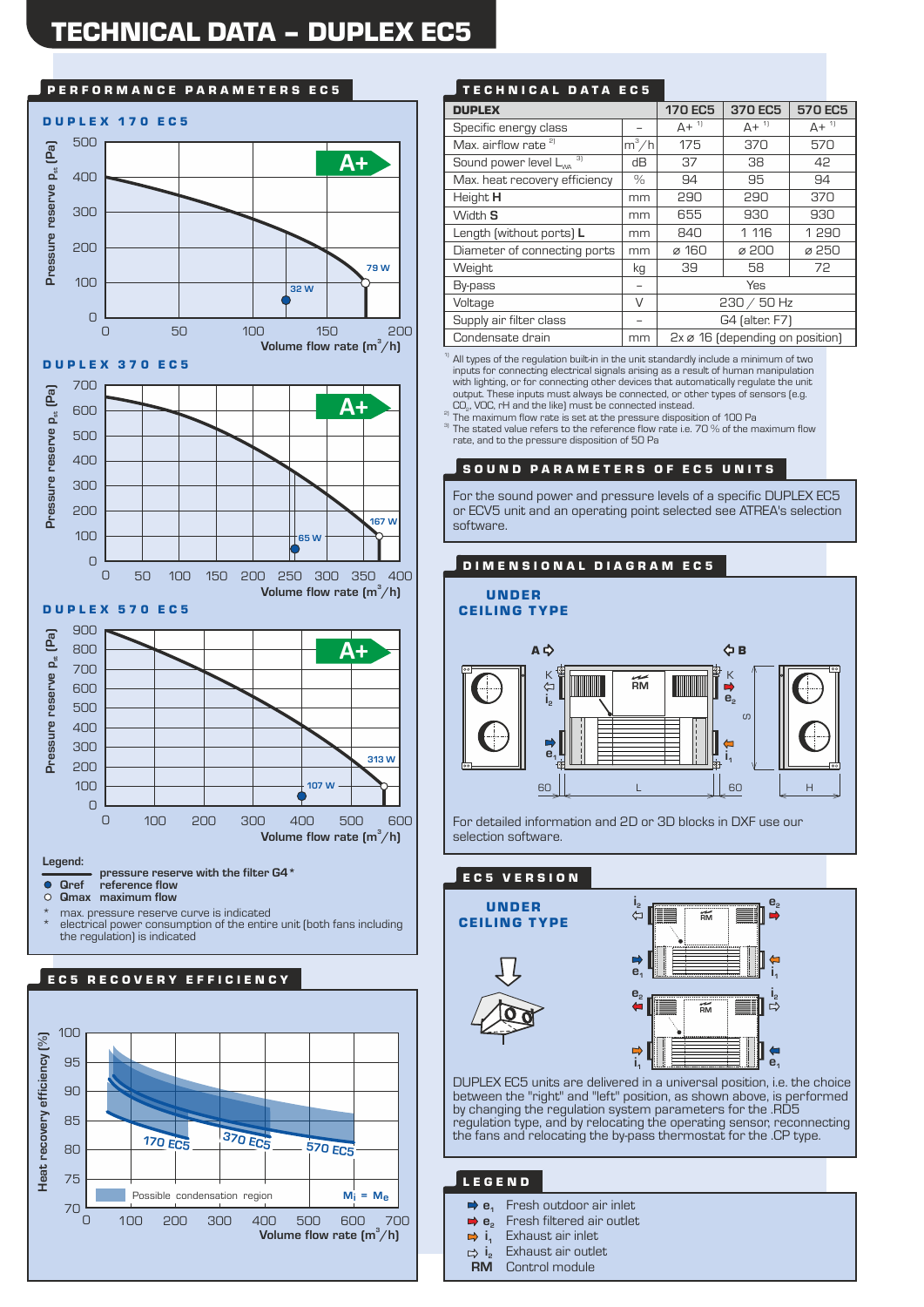# TECHNICAL DATA – DUPLEX EC5

## PERFORMANCE PARAMETERS EC5

### DUPLEX 170 EC5

A+

Pressure reserve $p_{st}$ [Pa]

32 W, 79 W

Volume flow rate [m³/h]

### DUPLEX 370 EC5

A+

Pressure reserve $p_{st}$ [Pa]

65 W, 167 W

Volume flow rate [m³/h]

### DUPLEX 570 EC5

A+

Pressure reserve $p_{st}$ [Pa]

107 W, 313 W

Volume flow rate [m³/h]

**Legend:**

- pressure reserve with the filter G4 *
- ● Qref — reference flow
- ○ Qmax — maximum flow

\* max. pressure reserve curve is indicated
\* electrical power consumption of the entire unit (both fans including the regulation) is indicated

## EC5 RECOVERY EFFICIENCY

Heat recovery efficiency [%]

170 EC5, 370 EC5, 570 EC5

Possible condensation region

$M_i = M_e$

Volume flow rate [m³/h]

## TECHNICAL DATA EC5

| DUPLEX | | 170 EC5 | 370 EC5 | 570 EC5 |
|---|---|---|---|---|
| Specific energy class | – | A+ [1] | A+ [1] | A+ [1] |
| Max. airflow rate [2] | m³/h | 175 | 370 | 570 |
| Sound power level $L_{WA}$ [3] | dB | 37 | 38 | 42 |
| Max. heat recovery efficiency | % | 94 | 95 | 94 |
| Height **H** | mm | 290 | 290 | 370 |
| Width **S** | mm | 655 | 930 | 930 |
| Length (without ports) **L** | mm | 840 | 1 116 | 1 290 |
| Diameter of connecting ports | mm | ⌀ 160 | ⌀ 200 | ⌀ 250 |
| Weight | kg | 39 | 58 | 72 |
| By-pass | – | Yes | | |
| Voltage | V | 230 / 50 Hz | | |
| Supply air filter class | – | G4 (alter. F7) | | |
| Condensate drain | mm | 2x ⌀ 16 (depending on position) | | |

[1] All types of the regulation built-in in the unit standardly include a minimum of two inputs for connecting electrical signals arising as a result of human manipulation with lighting, or for connecting other devices that automatically regulate the unit output. These inputs must always be connected, or other types of sensors (e.g. $CO_2$, VOC, rH and the like) must be connected instead.
[2] The maximum flow rate is set at the pressure disposition of 100 Pa
[3] The stated value refers to the reference flow rate i.e. 70 % of the maximum flow rate, and to the pressure disposition of 50 Pa

## SOUND PARAMETERS OF EC5 UNITS

For the sound power and pressure levels of a specific DUPLEX EC5 or ECV5 unit and an operating point selected see ATREA's selection software.

## DIMENSIONAL DIAGRAM EC5

**UNDER CEILING TYPE**

A, B, K, $i_2$, $e_1$, $e_2$, $i_1$, RM, S, L, H, 60, 60

For detailed information and 2D or 3D blocks in DXF use our selection software.

## EC5 VERSION

**UNDER CEILING TYPE**

DUPLEX EC5 units are delivered in a universal position, i.e. the choice between the "right" and "left" position, as shown above, is performed by changing the regulation system parameters for the .RD5 regulation type, and by relocating the operating sensor, reconnecting the fans and relocating the by-pass thermostat for the .CP type.

## LEGEND

- $e_1$ Fresh outdoor air inlet
- $e_2$ Fresh filtered air outlet
- $i_1$ Exhaust air inlet
- $i_2$ Exhaust air outlet
- **RM** Control module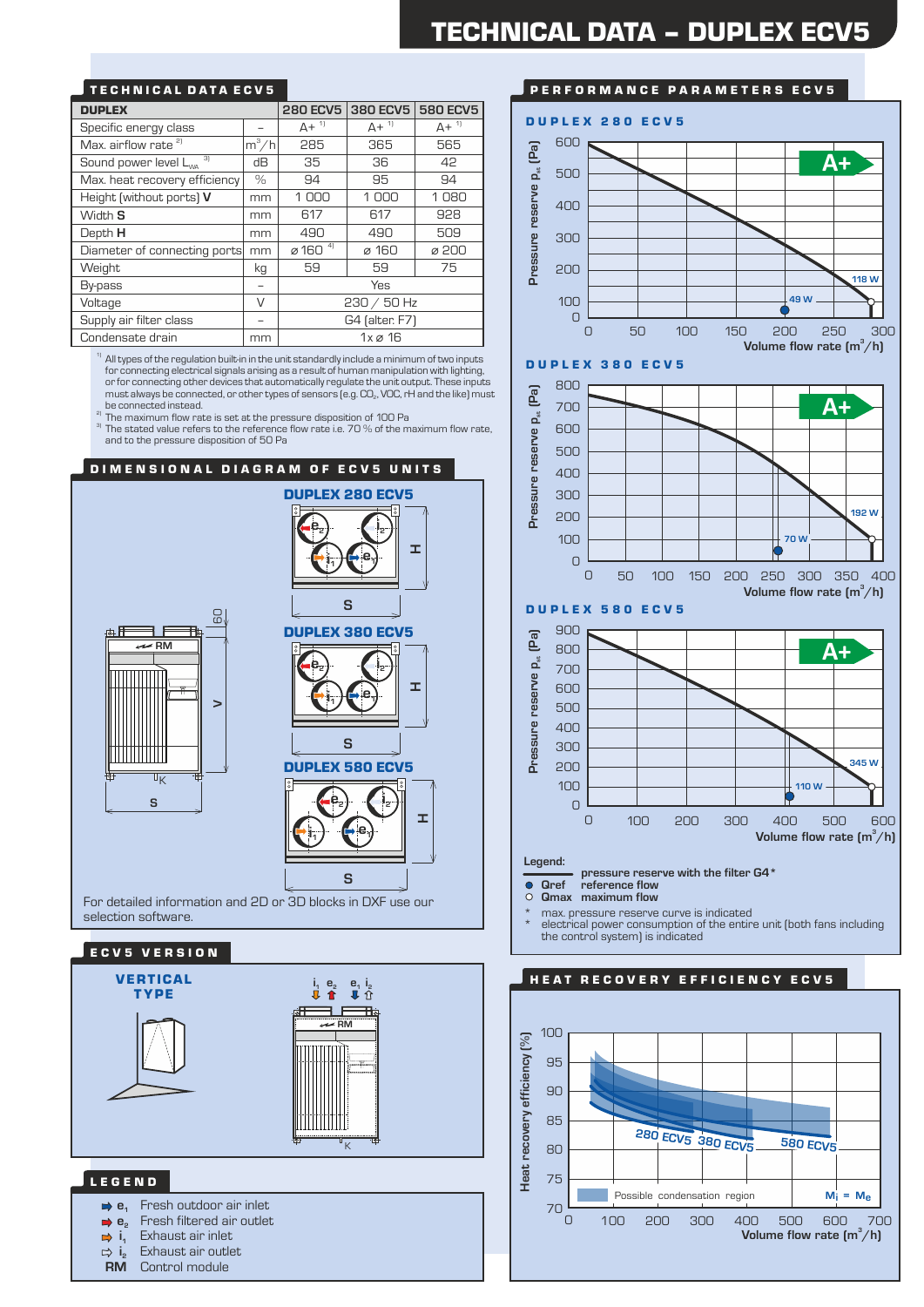# TECHNICAL DATA – DUPLEX ECV5

## TECHNICAL DATA ECV5

| DUPLEX | | 280 ECV5 | 380 ECV5 | 580 ECV5 |
|---|---|---|---|---|
| Specific energy class | – | A+ [1] | A+ [1] | A+ [1] |
| Max. airflow rate [2] | $m^3/h$ | 285 | 365 | 565 |
| Sound power level $L_{WA}$ [3] | dB | 35 | 36 | 42 |
| Max. heat recovery efficiency | % | 94 | 95 | 94 |
| Height (without ports) **V** | mm | 1 000 | 1 000 | 1 080 |
| Width **S** | mm | 617 | 617 | 928 |
| Depth **H** | mm | 490 | 490 | 509 |
| Diameter of connecting ports | mm | ⌀ 160 [4] | ⌀ 160 | ⌀ 200 |
| Weight | kg | 59 | 59 | 75 |
| By-pass | – | Yes | | |
| Voltage | V | 230 / 50 Hz | | |
| Supply air filter class | – | G4 (alter. F7) | | |
| Condensate drain | mm | 1x ⌀ 16 | | |

[1] All types of the regulation built-in in the unit standardly include a minimum of two inputs for connecting electrical signals arising as a result of human manipulation with lighting, or for connecting other devices that automatically regulate the unit output. These inputs must always be connected, or other types of sensors (e.g. $CO_2$, VOC, rH and the like) must be connected instead.
[2] The maximum flow rate is set at the pressure disposition of 100 Pa
[3] The stated value refers to the reference flow rate i.e. 70 % of the maximum flow rate, and to the pressure disposition of 50 Pa

## DIMENSIONAL DIAGRAM OF ECV5 UNITS

DUPLEX 280 ECV5

DUPLEX 380 ECV5

DUPLEX 580 ECV5

For detailed information and 2D or 3D blocks in DXF use our selection software.

## ECV5 VERSION

VERTICAL TYPE

## LEGEND

- $e_1$ Fresh outdoor air inlet
- $e_2$ Fresh filtered air outlet
- $i_1$ Exhaust air inlet
- $i_2$ Exhaust air outlet
- **RM** Control module

## PERFORMANCE PARAMETERS ECV5

### DUPLEX 280 ECV5

Pressure reserve $p_{ext}$ [Pa] / Volume flow rate [$m^3$/h] — A+ — 49 W, 118 W

### DUPLEX 380 ECV5

Pressure reserve $p_{ext}$ [Pa] / Volume flow rate [$m^3$/h] — A+ — 70 W, 192 W

### DUPLEX 580 ECV5

Pressure reserve $p_{ext}$ [Pa] / Volume flow rate [$m^3$/h] — A+ — 110 W, 345 W

Legend:
- pressure reserve with the filter G4*
- ● **Qref** reference flow
- ○ **Qmax** maximum flow

\* max. pressure reserve curve is indicated
\* electrical power consumption of the entire unit (both fans including the control system) is indicated

## HEAT RECOVERY EFFICIENCY ECV5

Heat recovery efficiency [%] / Volume flow rate [$m^3$/h] — 280 ECV5, 380 ECV5, 580 ECV5

Possible condensation region — $M_i = M_e$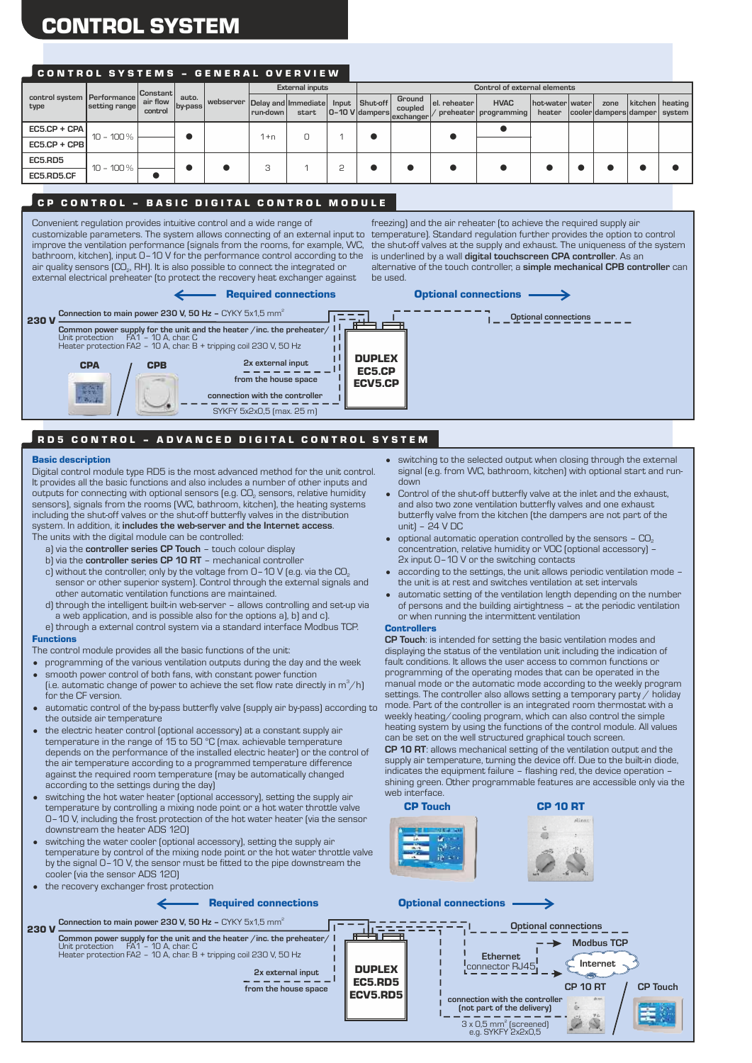# CONTROL SYSTEM

## CONTROL SYSTEMS – GENERAL OVERVIEW

| control system type | Performance setting range | Constant air flow control | auto. by-pass | webserver | External inputs | | | Control of external elements | | | | | | | | | |
|---|---|---|---|---|---|---|---|---|---|---|---|---|---|---|---|---|---|
| | | | | | Delay and run-down | Immediate start | Input 0–10 V | Shut-off dampers | Ground coupled exchanger | el. reheater / preheater | HVAC programming | hot-water heater | water cooler | zone dampers | kitchen damper | heating system |
| EC5.CP + CPA | 10 – 100 % | | ● | | 1+n | 0 | 1 | ● | | ● | ● | | | | | |
| EC5.CP + CPB | | | | | | | | | | | | | | | | |
| EC5.RD5 | 10 – 100 % | | ● | ● | 3 | 1 | 2 | ● | ● | ● | ● | ● | ● | ● | ● | ● |
| EC5.RD5.CF | | ● | | | | | | | | | | | | | | |

## CP CONTROL – BASIC DIGITAL CONTROL MODULE

Convenient regulation provides intuitive control and a wide range of customizable parameters. The system allows connecting of an external input to improve the ventilation performance (signals from the rooms, for example, WC, bathroom, kitchen), input 0–10 V for the performance control according to the air quality sensors ($CO_2$, RH). It is also possible to connect the integrated or external electrical preheater (to protect the recovery heat exchanger against freezing) and the air reheater (to achieve the required supply air temperature). Standard regulation further provides the option to control the shut-off valves at the supply and exhaust. The uniqueness of the system is underlined by a wall **digital touchscreen CPA controller**. As an alternative of the touch controller, a **simple mechanical CPB controller** can be used.

**Required connections** / **Optional connections**

230 V — Connection to main power 230 V, 50 Hz – CYKY 5x1,5 mm²

Common power supply for the unit and the heater /inc. the preheater/
Unit protection FA1 – 10 A, char. C
Heater protection FA2 – 10 A, char. B + tripping coil 230 V, 50 Hz

2x external input from the house space

CPA / CPB — connection with the controller — SYKFY 5x2x0,5 (max. 25 m)

DUPLEX EC5.CP ECV5.CP

Optional connections

## RD5 CONTROL – ADVANCED DIGITAL CONTROL SYSTEM

### Basic description

Digital control module type RD5 is the most advanced method for the unit control. It provides all the basic functions and also includes a number of other inputs and outputs for connecting with optional sensors (e.g. $CO_2$ sensors, relative humidity sensors), signals from the rooms (WC, bathroom, kitchen), the heating systems including the shut-off valves or the shut-off butterfly valves in the distribution system. In addition, it **includes the web-server and the Internet access**.

The units with the digital module can be controlled:

a) via the **controller series CP Touch** – touch colour display
b) via the **controller series CP 10 RT** – mechanical controller
c) without the controller, only by the voltage from 0–10 V (e.g. via the $CO_2$ sensor or other superior system). Control through the external signals and other automatic ventilation functions are maintained.
d) through the intelligent built-in web-server – allows controlling and set-up via a web application, and is possible also for the options a), b) and c).
e) through a external control system via a standard interface Modbus TCP.

### Functions

The control module provides all the basic functions of the unit:

- programming of the various ventilation outputs during the day and the week
- smooth power control of both fans, with constant power function (i.e. automatic change of power to achieve the set flow rate directly in $m^3/h$) for the CF version.
- automatic control of the by-pass butterfly valve (supply air by-pass) according to the outside air temperature
- the electric heater control (optional accessory) at a constant supply air temperature in the range of 15 to 50 °C (max. achievable temperature depends on the performance of the installed electric heater) or the control of the air temperature according to a programmed temperature difference against the required room temperature (may be automatically changed according to the settings during the day)
- switching the hot water heater (optional accessory), setting the supply air temperature by controlling a mixing node point or a hot water throttle valve 0–10 V, including the frost protection of the hot water heater (via the sensor downstream the heater ADS 120)
- switching the water cooler (optional accessory), setting the supply air temperature by control of the mixing node point or the hot water throttle valve by the signal 0–10 V, the sensor must be fitted to the pipe downstream the cooler (via the sensor ADS 120)
- the recovery exchanger frost protection
- switching to the selected output when closing through the external signal (e.g. from WC, bathroom, kitchen) with optional start and run-down
- Control of the shut-off butterfly valve at the inlet and the exhaust, and also two zone ventilation butterfly valves and one exhaust butterfly valve from the kitchen (the dampers are not part of the unit) – 24 V DC
- optional automatic operation controlled by the sensors – $CO_2$ concentration, relative humidity or VOC (optional accessory) – 2x input 0–10 V or the switching contacts
- according to the settings, the unit allows periodic ventilation mode – the unit is at rest and switches ventilation at set intervals
- automatic setting of the ventilation length depending on the number of persons and the building airtightness – at the periodic ventilation or when running the intermittent ventilation

### Controllers

**CP Touch**: is intended for setting the basic ventilation modes and displaying the status of the ventilation unit including the indication of fault conditions. It allows the user access to common functions or programming of the operating modes that can be operated in the manual mode or the automatic mode according to the weekly program settings. The controller also allows setting a temporary party / holiday mode. Part of the controller is an integrated room thermostat with a weekly heating/cooling program, which can also control the simple heating system by using the functions of the control module. All values can be set on the well structured graphical touch screen.

**CP 10 RT**: allows mechanical setting of the ventilation output and the supply air temperature, turning the device off. Due to the built-in diode, indicates the equipment failure – flashing red, the device operation – shining green. Other programmable features are accessible only via the web interface.

**CP Touch** / **CP 10 RT**

**Required connections** / **Optional connections**

230 V — Connection to main power 230 V, 50 Hz – CYKY 5x1,5 mm²

Common power supply for the unit and the heater /inc. the preheater/
Unit protection FA1 – 10 A, char. C
Heater protection FA2 – 10 A, char. B + tripping coil 230 V, 50 Hz

2x external input from the house space

DUPLEX EC5.RD5 ECV5.RD5

Optional connections — Modbus TCP — Ethernet connector RJ45 — Internet

CP 10 RT / CP Touch — connection with the controller (not part of the delivery) — 3 x 0,5 mm² (screened) e.g. SYKFY 2x2x0,5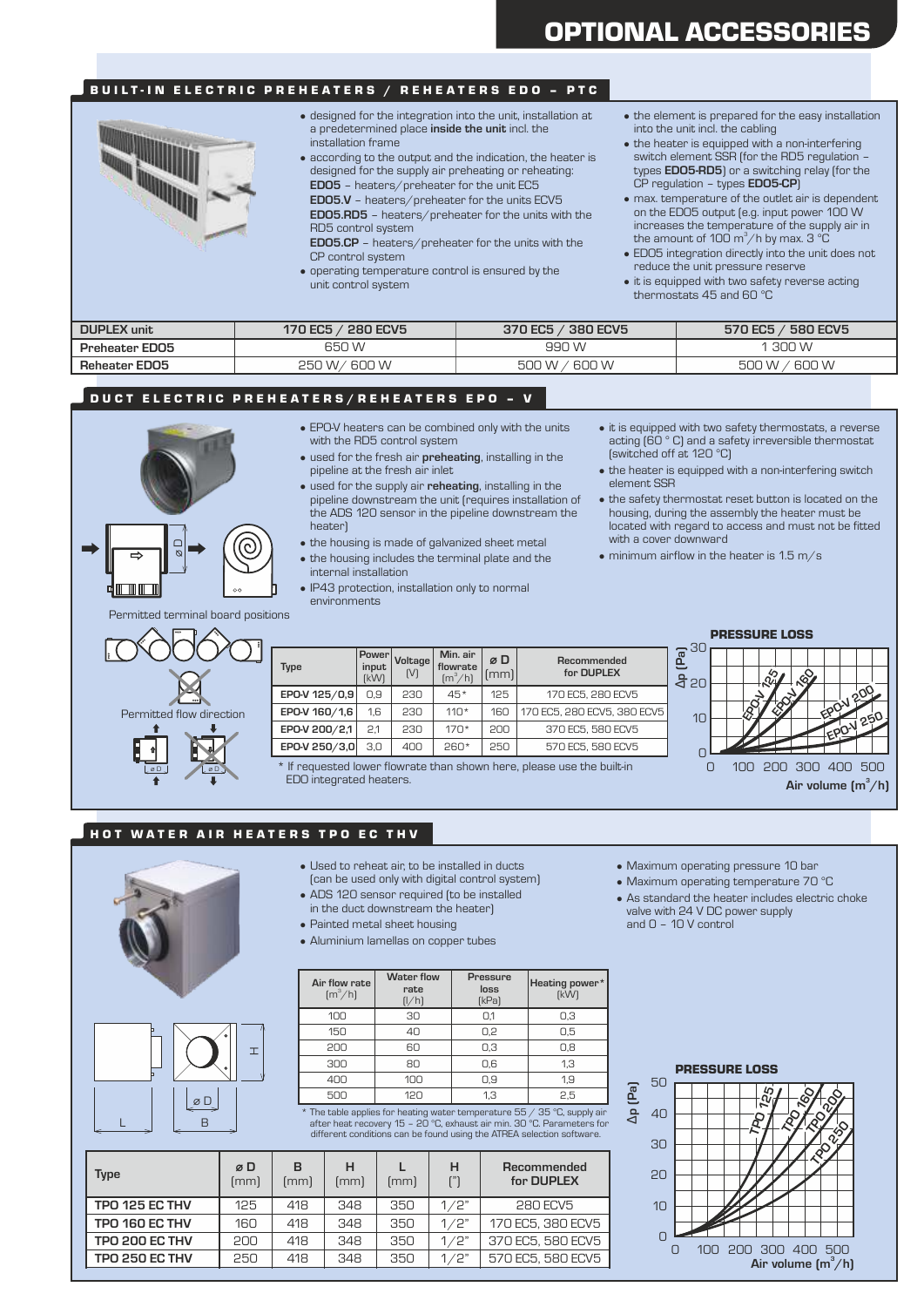# OPTIONAL ACCESSORIES

## BUILT-IN ELECTRIC PREHEATERS / REHEATERS EDO – PTC

- designed for the integration into the unit, installation at a predetermined place **inside the unit** incl. the installation frame
- according to the output and the indication, the heater is designed for the supply air preheating or reheating:
  **EDO5** – heaters/preheater for the unit EC5
  **EDO5.V** – heaters/preheater for the units ECV5
  **EDO5.RD5** – heaters/preheater for the units with the RD5 control system
  **EDO5.CP** – heaters/preheater for the units with the CP control system
- operating temperature control is ensured by the unit control system
- the element is prepared for the easy installation into the unit incl. the cabling
- the heater is equipped with a non-interfering switch element SSR (for the RD5 regulation – types **EDO5-RD5**) or a switching relay (for the CP regulation – types **EDO5-CP**)
- max. temperature of the outlet air is dependent on the EDO5 output (e.g. input power 100 W increases the temperature of the supply air in the amount of 100 $m^3/h$ by max. 3 °C
- EDO5 integration directly into the unit does not reduce the unit pressure reserve
- it is equipped with two safety reverse acting thermostats 45 and 60 °C

| DUPLEX unit | 170 EC5 / 280 ECV5 | 370 EC5 / 380 ECV5 | 570 EC5 / 580 ECV5 |
|---|---|---|---|
| Preheater EDO5 | 650 W | 990 W | 1 300 W |
| Reheater EDO5 | 250 W/ 600 W | 500 W / 600 W | 500 W / 600 W |

## DUCT ELECTRIC PREHEATERS/REHEATERS EPO – V

- EPO-V heaters can be combined only with the units with the RD5 control system
- used for the fresh air **preheating**, installing in the pipeline at the fresh air inlet
- used for the supply air **reheating**, installing in the pipeline downstream the unit (requires installation of the ADS 120 sensor in the pipeline downstream the heater)
- the housing is made of galvanized sheet metal
- the housing includes the terminal plate and the internal installation
- IP43 protection, installation only to normal environments
- it is equipped with two safety thermostats, a reverse acting (60 ° C) and a safety irreversible thermostat (switched off at 120 °C)
- the heater is equipped with a non-interfering switch element SSR
- the safety thermostat reset button is located on the housing, during the assembly the heater must be located with regard to access and must not be fitted with a cover downward
- minimum airflow in the heater is 1.5 m/s

Permitted terminal board positions

Permitted flow direction

| Type | Power input (kW) | Voltage (V) | Min. air flowrate ($m^3/h$) | ø D (mm) | Recommended for DUPLEX |
|---|---|---|---|---|---|
| EPO-V 125/0,9 | 0,9 | 230 | 45* | 125 | 170 EC5, 280 ECV5 |
| EPO-V 160/1,6 | 1,6 | 230 | 110* | 160 | 170 EC5, 280 ECV5, 380 ECV5 |
| EPO-V 200/2,1 | 2,1 | 230 | 170* | 200 | 370 EC5, 580 ECV5 |
| EPO-V 250/3,0 | 3,0 | 400 | 260* | 250 | 570 EC5, 580 ECV5 |

\* If requested lower flowrate than shown here, please use the built-in EDO integrated heaters.

**PRESSURE LOSS**

## HOT WATER AIR HEATERS TPO EC THV

- Used to reheat air, to be installed in ducts (can be used only with digital control system)
- ADS 120 sensor required (to be installed in the duct downstream the heater)
- Painted metal sheet housing
- Aluminium lamellas on copper tubes
- Maximum operating pressure 10 bar
- Maximum operating temperature 70 °C
- As standard the heater includes electric choke valve with 24 V DC power supply and 0 – 10 V control

| Air flow rate ($m^3/h$) | Water flow rate (l/h) | Pressure loss (kPa) | Heating power* (kW) |
|---|---|---|---|
| 100 | 30 | 0,1 | 0,3 |
| 150 | 40 | 0,2 | 0,5 |
| 200 | 60 | 0,3 | 0,8 |
| 300 | 80 | 0,6 | 1,3 |
| 400 | 100 | 0,9 | 1,9 |
| 500 | 120 | 1,3 | 2,5 |

\* The table applies for heating water temperature 55 / 35 °C, supply air after heat recovery 15 – 20 °C, exhaust air min. 30 °C. Parameters for different conditions can be found using the ATREA selection software.

| Type | ø D (mm) | B (mm) | H (mm) | L (mm) | H (") | Recommended for DUPLEX |
|---|---|---|---|---|---|---|
| TPO 125 EC THV | 125 | 418 | 348 | 350 | 1/2" | 280 ECV5 |
| TPO 160 EC THV | 160 | 418 | 348 | 350 | 1/2" | 170 EC5, 380 ECV5 |
| TPO 200 EC THV | 200 | 418 | 348 | 350 | 1/2" | 370 EC5, 580 ECV5 |
| TPO 250 EC THV | 250 | 418 | 348 | 350 | 1/2" | 570 EC5, 580 ECV5 |

**PRESSURE LOSS**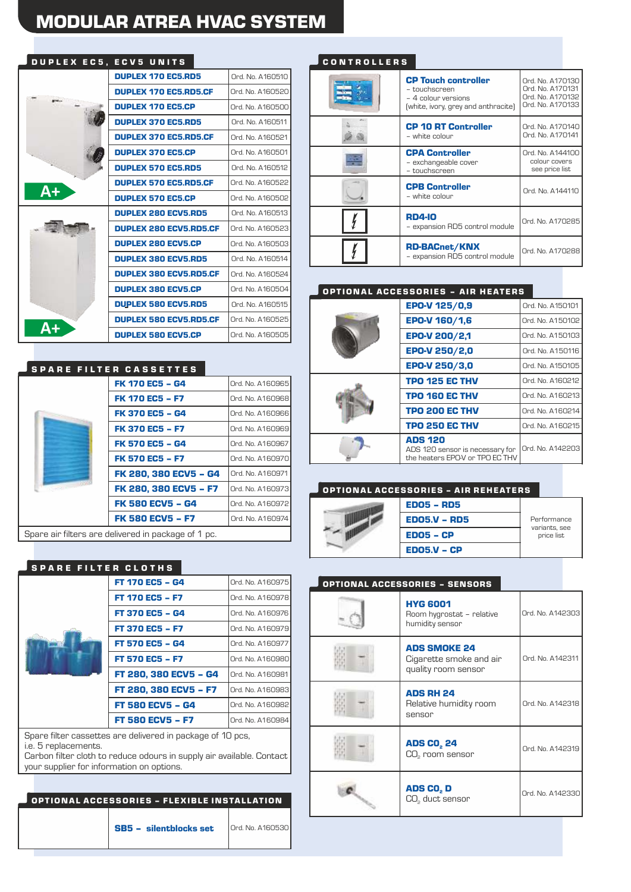# MODULAR ATREA HVAC SYSTEM

## DUPLEX EC5, ECV5 UNITS

| | |
|---|---|
| DUPLEX 170 EC5.RD5 | Ord. No. A160510 |
| DUPLEX 170 EC5.RD5.CF | Ord. No. A160520 |
| DUPLEX 170 EC5.CP | Ord. No. A160500 |
| DUPLEX 370 EC5.RD5 | Ord. No. A160511 |
| DUPLEX 370 EC5.RD5.CF | Ord. No. A160521 |
| DUPLEX 370 EC5.CP | Ord. No. A160501 |
| DUPLEX 570 EC5.RD5 | Ord. No. A160512 |
| DUPLEX 570 EC5.RD5.CF | Ord. No. A160522 |
| DUPLEX 570 EC5.CP | Ord. No. A160502 |
| DUPLEX 280 ECV5.RD5 | Ord. No. A160513 |
| DUPLEX 280 ECV5.RD5.CF | Ord. No. A160523 |
| DUPLEX 280 ECV5.CP | Ord. No. A160503 |
| DUPLEX 380 ECV5.RD5 | Ord. No. A160514 |
| DUPLEX 380 ECV5.RD5.CF | Ord. No. A160524 |
| DUPLEX 380 ECV5.CP | Ord. No. A160504 |
| DUPLEX 580 ECV5.RD5 | Ord. No. A160515 |
| DUPLEX 580 ECV5.RD5.CF | Ord. No. A160525 |
| DUPLEX 580 ECV5.CP | Ord. No. A160505 |

A+

A+

## SPARE FILTER CASSETTES

| | |
|---|---|
| FK 170 EC5 – G4 | Ord. No. A160965 |
| FK 170 EC5 – F7 | Ord. No. A160968 |
| FK 370 EC5 – G4 | Ord. No. A160966 |
| FK 370 EC5 – F7 | Ord. No. A160969 |
| FK 570 EC5 – G4 | Ord. No. A160967 |
| FK 570 EC5 – F7 | Ord. No. A160970 |
| FK 280, 380 ECV5 – G4 | Ord. No. A160971 |
| FK 280, 380 ECV5 – F7 | Ord. No. A160973 |
| FK 580 ECV5 – G4 | Ord. No. A160972 |
| FK 580 ECV5 – F7 | Ord. No. A160974 |

Spare air filters are delivered in package of 1 pc.

## SPARE FILTER CLOTHS

| | |
|---|---|
| FT 170 EC5 – G4 | Ord. No. A160975 |
| FT 170 EC5 – F7 | Ord. No. A160978 |
| FT 370 EC5 – G4 | Ord. No. A160976 |
| FT 370 EC5 – F7 | Ord. No. A160979 |
| FT 570 EC5 – G4 | Ord. No. A160977 |
| FT 570 EC5 – F7 | Ord. No. A160980 |
| FT 280, 380 ECV5 – G4 | Ord. No. A160981 |
| FT 280, 380 ECV5 – F7 | Ord. No. A160983 |
| FT 580 ECV5 – G4 | Ord. No. A160982 |
| FT 580 ECV5 – F7 | Ord. No. A160984 |

Spare filter cassettes are delivered in package of 10 pcs, i.e. 5 replacements.
Carbon filter cloth to reduce odours in supply air available. Contact your supplier for information on options.

## OPTIONAL ACCESSORIES – FLEXIBLE INSTALLATION

| | |
|---|---|
| SB5 – silentblocks set | Ord. No. A160530 |

## CONTROLLERS

| | |
|---|---|
| **CP Touch controller** – touchscreen – 4 colour versions (white, ivory, grey and anthracite) | Ord. No. A170130 Ord. No. A170131 Ord. No. A170132 Ord. No. A170133 |
| **CP 10 RT Controller** – white colour | Ord. No. A170140 Ord. No. A170141 |
| **CPA Controller** – exchangeable cover – touchscreen | Ord. No. A144100 colour covers see price list |
| **CPB Controller** – white colour | Ord. No. A144110 |
| **RD4-IO** – expansion RD5 control module | Ord. No. A170285 |
| **RD-BACnet/KNX** – expansion RD5 control module | Ord. No. A170288 |

## OPTIONAL ACCESSORIES – AIR HEATERS

| | |
|---|---|
| EPO-V 125/0,9 | Ord. No. A150101 |
| EPO-V 160/1,6 | Ord. No. A150102 |
| EPO-V 200/2,1 | Ord. No. A150103 |
| EPO-V 250/2,0 | Ord. No. A150116 |
| EPO-V 250/3,0 | Ord. No. A150105 |
| TPO 125 EC THV | Ord. No. A160212 |
| TPO 160 EC THV | Ord. No. A160213 |
| TPO 200 EC THV | Ord. No. A160214 |
| TPO 250 EC THV | Ord. No. A160215 |
| **ADS 120** ADS 120 sensor is necessary for the heaters EPO-V or TPO EC THV | Ord. No. A142203 |

## OPTIONAL ACCESSORIES – AIR REHEATERS

| | |
|---|---|
| EDO5 – RD5 | Performance variants, see price list |
| EDO5.V – RD5 | |
| EDO5 – CP | |
| EDO5.V – CP | |

## OPTIONAL ACCESSORIES – SENSORS

| | |
|---|---|
| **HYG 6001** Room hygrostat – relative humidity sensor | Ord. No. A142303 |
| **ADS SMOKE 24** Cigarette smoke and air quality room sensor | Ord. No. A142311 |
| **ADS RH 24** Relative humidity room sensor | Ord. No. A142318 |
| **ADS $CO_2$ 24** $CO_2$ room sensor | Ord. No. A142319 |
| **ADS $CO_2$ D** $CO_2$ duct sensor | Ord. No. A142330 |